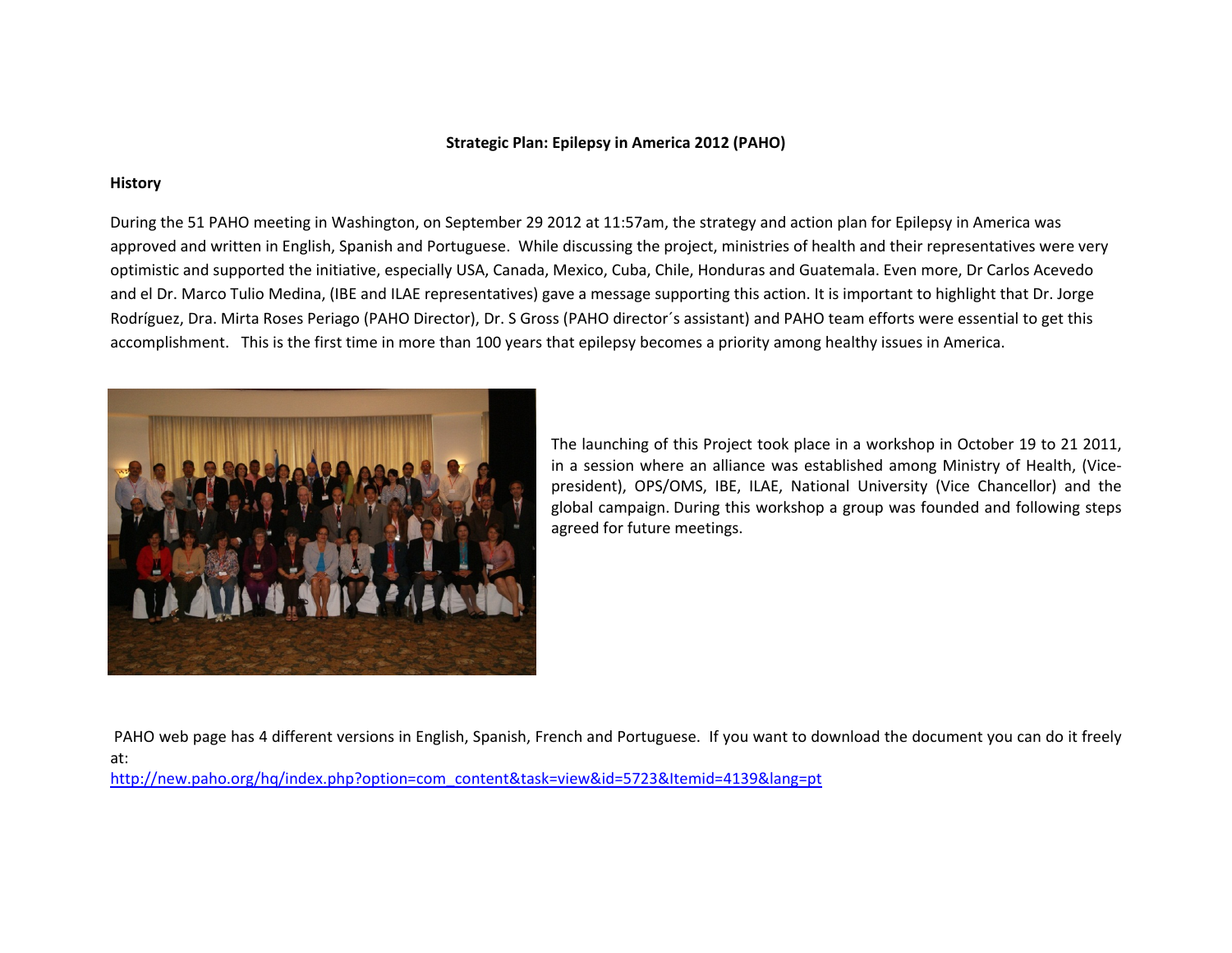**Strategic Plan: Epilepsy in America 2012 (PAHO)**

**History**

During the 51 PAHO meeting in Washington, on September 29 2012 at 11:57am, the strategy and action plan for Epilepsy in America was approved and written in English, Spanish and Portuguese. While discussing the project, ministries of health and their representatives were very optimistic and supported the initiative, especially USA, Canada, Mexico, Cuba, Chile, Honduras and Guatemala. Even more, Dr Carlos Acevedo and el Dr. Marco Tulio Medina, (IBE and ILAE representatives) gave a message supporting this action. It is important to highlight that Dr. Jorge Rodríguez, Dra. Mirta Roses Periago (PAHO Director), Dr. S Gross (PAHO director´s assistant) and PAHO team efforts were essential to get this accomplishment. This is the first time in more than 100 years that epilepsy becomes a priority among healthy issues in America.

The launching of this Project took place in a workshop in October 19 to 21 2011, in a session where an alliance was established among Ministry of Health, (Vice-president), OPS/OMS, IBE, ILAE, National University (Vice Chancellor) and the global campaign. During this workshop a group was founded and following steps agreed for future meetings.

PAHO web page has 4 different versions in English, Spanish, French and Portuguese. If you want to download the document you can do it freely at:
http://new.paho.org/hq/index.php?option=com_content&task=view&id=5723&Itemid=4139&lang=pt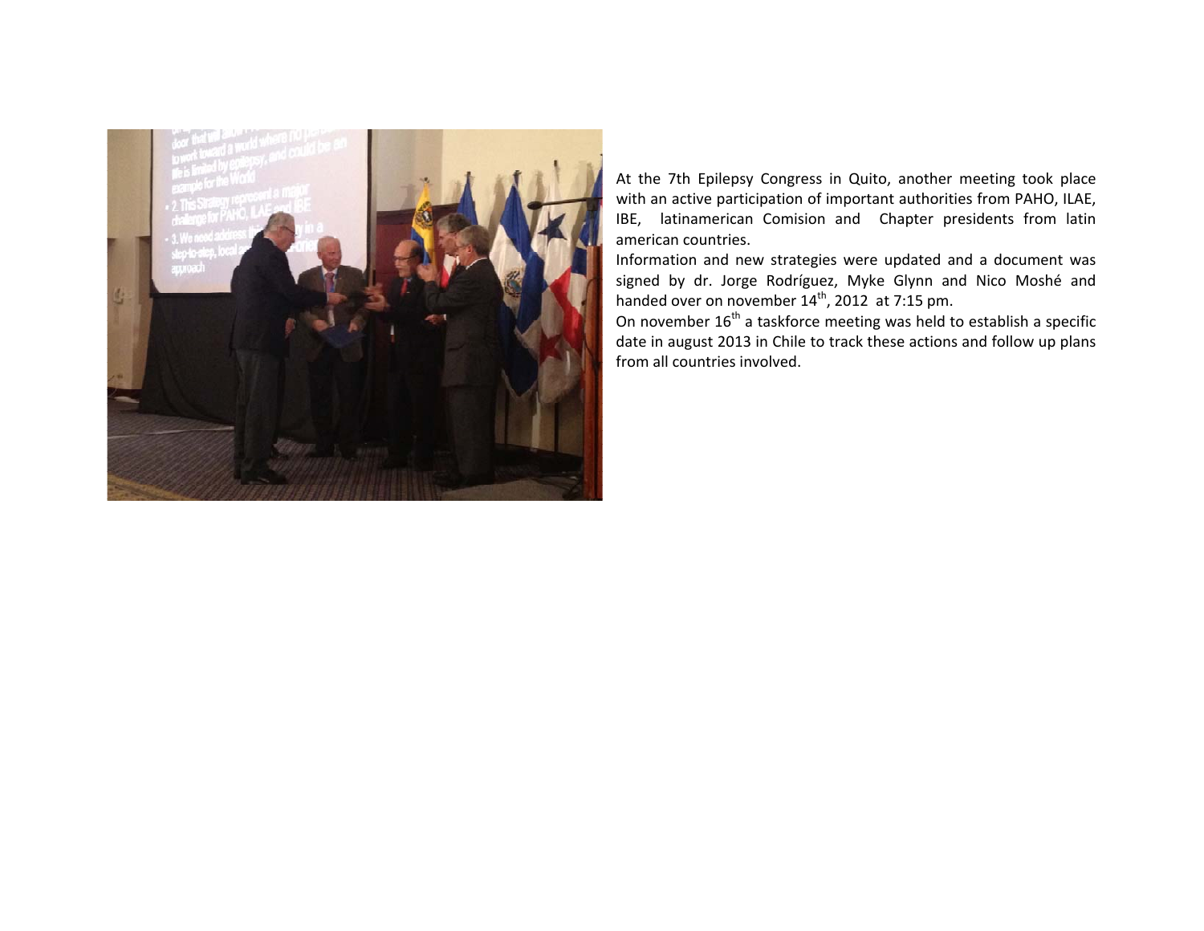At the 7th Epilepsy Congress in Quito, another meeting took place with an active participation of important authorities from PAHO, ILAE, IBE, latinamerican Comision and Chapter presidents from latin american countries.

Information and new strategies were updated and a document was signed by dr. Jorge Rodríguez, Myke Glynn and Nico Moshé and handed over on november 14th, 2012 at 7:15 pm.

On november 16th a taskforce meeting was held to establish a specific date in august 2013 in Chile to track these actions and follow up plans from all countries involved.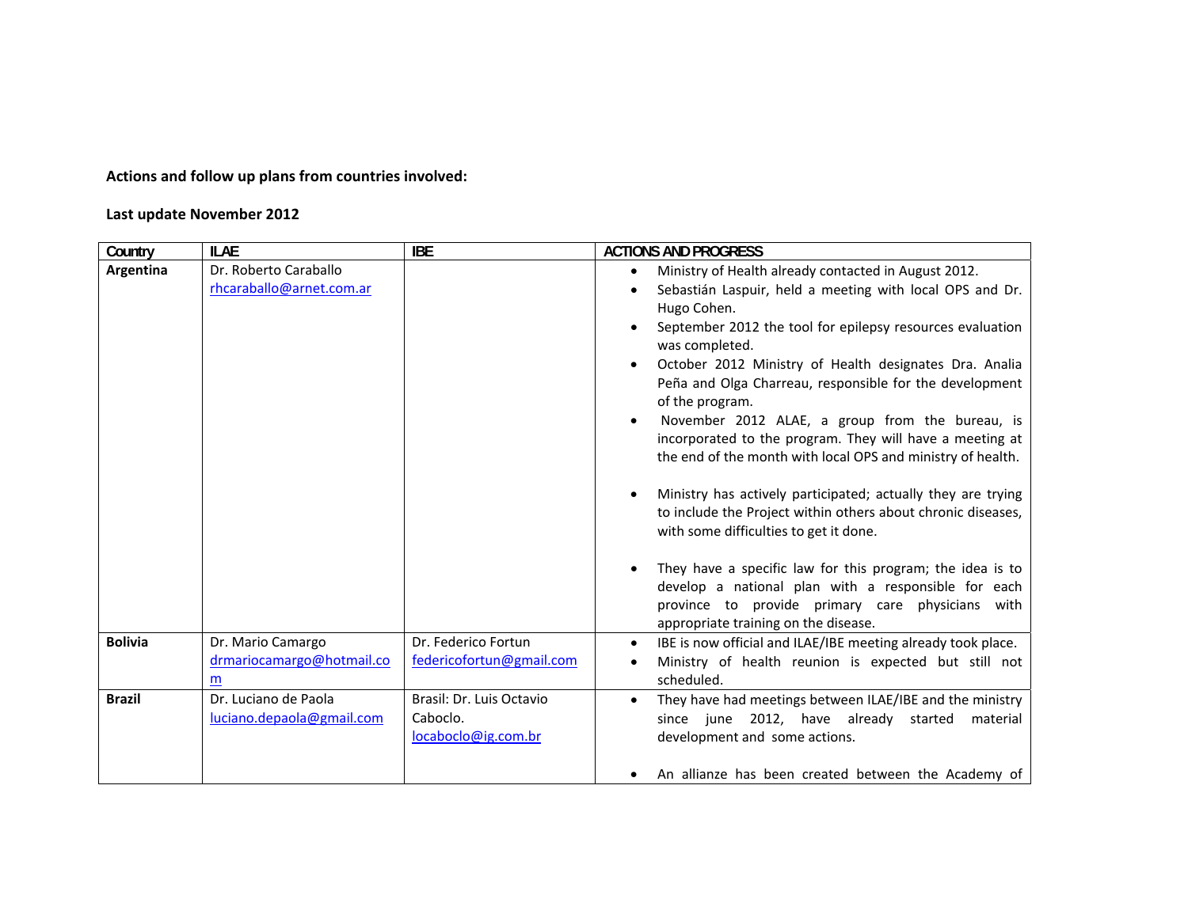**Actions and follow up plans from countries involved:**

**Last update November 2012**

| Country | ILAE | IBE | ACTIONS AND PROGRESS |
|---|---|---|---|
| **Argentina** | Dr. Roberto Caraballo<br>rhcaraballo@arnet.com.ar | | • Ministry of Health already contacted in August 2012.<br>• Sebastián Laspuir, held a meeting with local OPS and Dr. Hugo Cohen.<br>• September 2012 the tool for epilepsy resources evaluation was completed.<br>• October 2012 Ministry of Health designates Dra. Analia Peña and Olga Charreau, responsible for the development of the program.<br>• November 2012 ALAE, a group from the bureau, is incorporated to the program. They will have a meeting at the end of the month with local OPS and ministry of health.<br><br>• Ministry has actively participated; actually they are trying to include the Project within others about chronic diseases, with some difficulties to get it done.<br><br>• They have a specific law for this program; the idea is to develop a national plan with a responsible for each province to provide primary care physicians with appropriate training on the disease. |
| **Bolivia** | Dr. Mario Camargo<br>drmariocamargo@hotmail.com | Dr. Federico Fortun<br>federicofortun@gmail.com | • IBE is now official and ILAE/IBE meeting already took place.<br>• Ministry of health reunion is expected but still not scheduled. |
| **Brazil** | Dr. Luciano de Paola<br>luciano.depaola@gmail.com | Brasil: Dr. Luis Octavio Caboclo.<br>locaboclo@ig.com.br | • They have had meetings between ILAE/IBE and the ministry since june 2012, have already started material development and some actions.<br><br>• An allianze has been created between the Academy of |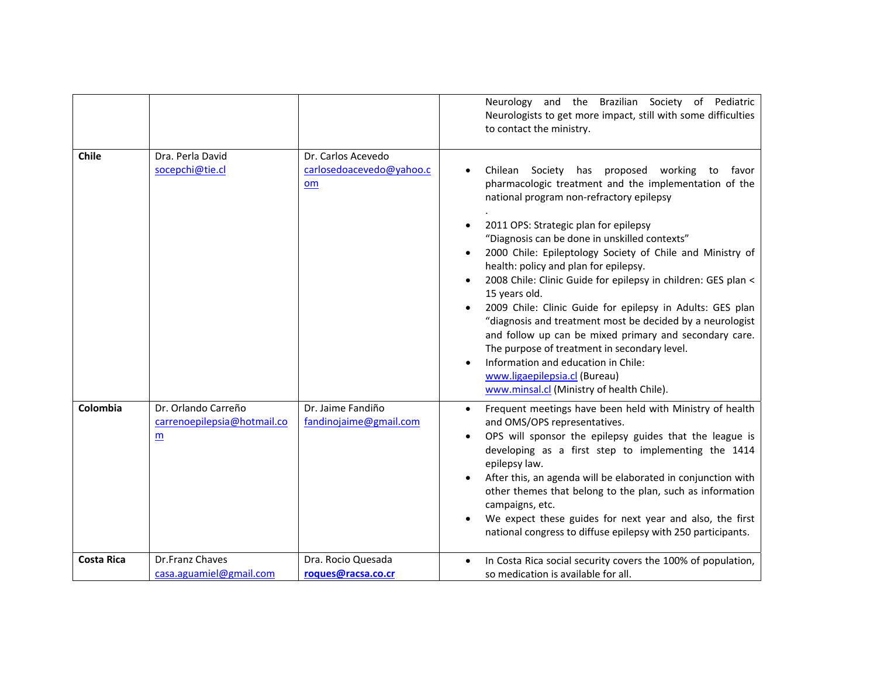| | | | |
|---|---|---|---|
| | | | Neurology and the Brazilian Society of Pediatric Neurologists to get more impact, still with some difficulties to contact the ministry. |
| **Chile** | Dra. Perla David<br>socepchi@tie.cl | Dr. Carlos Acevedo<br>carlosedoacevedo@yahoo.com | • Chilean Society has proposed working to favor pharmacologic treatment and the implementation of the national program non-refractory epilepsy<br>.<br>• 2011 OPS: Strategic plan for epilepsy "Diagnosis can be done in unskilled contexts"<br>• 2000 Chile: Epileptology Society of Chile and Ministry of health: policy and plan for epilepsy.<br>• 2008 Chile: Clinic Guide for epilepsy in children: GES plan < 15 years old.<br>• 2009 Chile: Clinic Guide for epilepsy in Adults: GES plan "diagnosis and treatment most be decided by a neurologist and follow up can be mixed primary and secondary care. The purpose of treatment in secondary level.<br>• Information and education in Chile:<br>www.ligaepilepsia.cl (Bureau)<br>www.minsal.cl (Ministry of health Chile). |
| **Colombia** | Dr. Orlando Carreño<br>carrenoepilepsia@hotmail.com | Dr. Jaime Fandiño<br>fandinojaime@gmail.com | • Frequent meetings have been held with Ministry of health and OMS/OPS representatives.<br>• OPS will sponsor the epilepsy guides that the league is developing as a first step to implementing the 1414 epilepsy law.<br>• After this, an agenda will be elaborated in conjunction with other themes that belong to the plan, such as information campaigns, etc.<br>• We expect these guides for next year and also, the first national congress to diffuse epilepsy with 250 participants. |
| **Costa Rica** | Dr.Franz Chaves<br>casa.aguamiel@gmail.com | Dra. Rocio Quesada<br>**roques@racsa.co.cr** | • In Costa Rica social security covers the 100% of population, so medication is available for all. |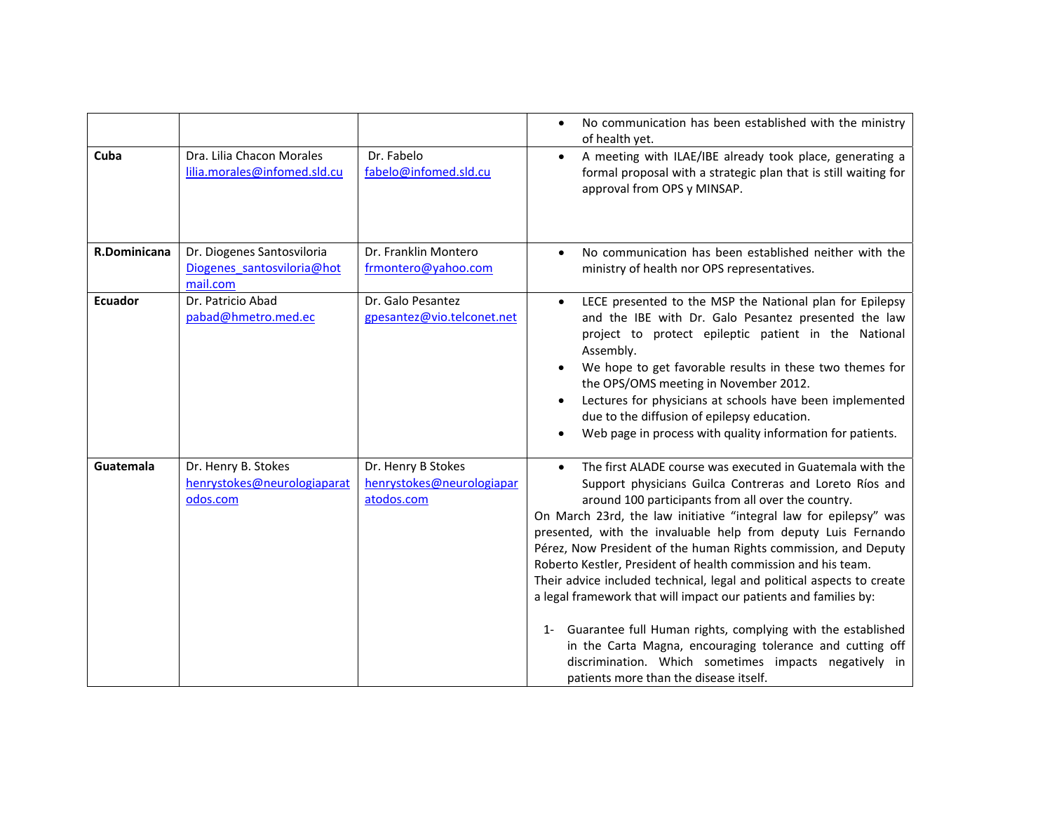| | | | |
|---|---|---|---|
| | | | • No communication has been established with the ministry of health yet. |
| **Cuba** | Dra. Lilia Chacon Morales lilia.morales@infomed.sld.cu | Dr. Fabelo fabelo@infomed.sld.cu | • A meeting with ILAE/IBE already took place, generating a formal proposal with a strategic plan that is still waiting for approval from OPS y MINSAP. |
| **R.Dominicana** | Dr. Diogenes Santosviloria Diogenes_santosviloria@hotmail.com | Dr. Franklin Montero frmontero@yahoo.com | • No communication has been established neither with the ministry of health nor OPS representatives. |
| **Ecuador** | Dr. Patricio Abad pabad@hmetro.med.ec | Dr. Galo Pesantez gpesantez@vio.telconet.net | • LECE presented to the MSP the National plan for Epilepsy and the IBE with Dr. Galo Pesantez presented the law project to protect epileptic patient in the National Assembly.<br>• We hope to get favorable results in these two themes for the OPS/OMS meeting in November 2012.<br>• Lectures for physicians at schools have been implemented due to the diffusion of epilepsy education.<br>• Web page in process with quality information for patients. |
| **Guatemala** | Dr. Henry B. Stokes henrystokes@neurologiaparatodos.com | Dr. Henry B Stokes henrystokes@neurologiaparatodos.com | • The first ALADE course was executed in Guatemala with the Support physicians Guilca Contreras and Loreto Ríos and around 100 participants from all over the country.<br>On March 23rd, the law initiative "integral law for epilepsy" was presented, with the invaluable help from deputy Luis Fernando Pérez, Now President of the human Rights commission, and Deputy Roberto Kestler, President of health commission and his team.<br>Their advice included technical, legal and political aspects to create a legal framework that will impact our patients and families by:<br><br>1- Guarantee full Human rights, complying with the established in the Carta Magna, encouraging tolerance and cutting off discrimination. Which sometimes impacts negatively in patients more than the disease itself. |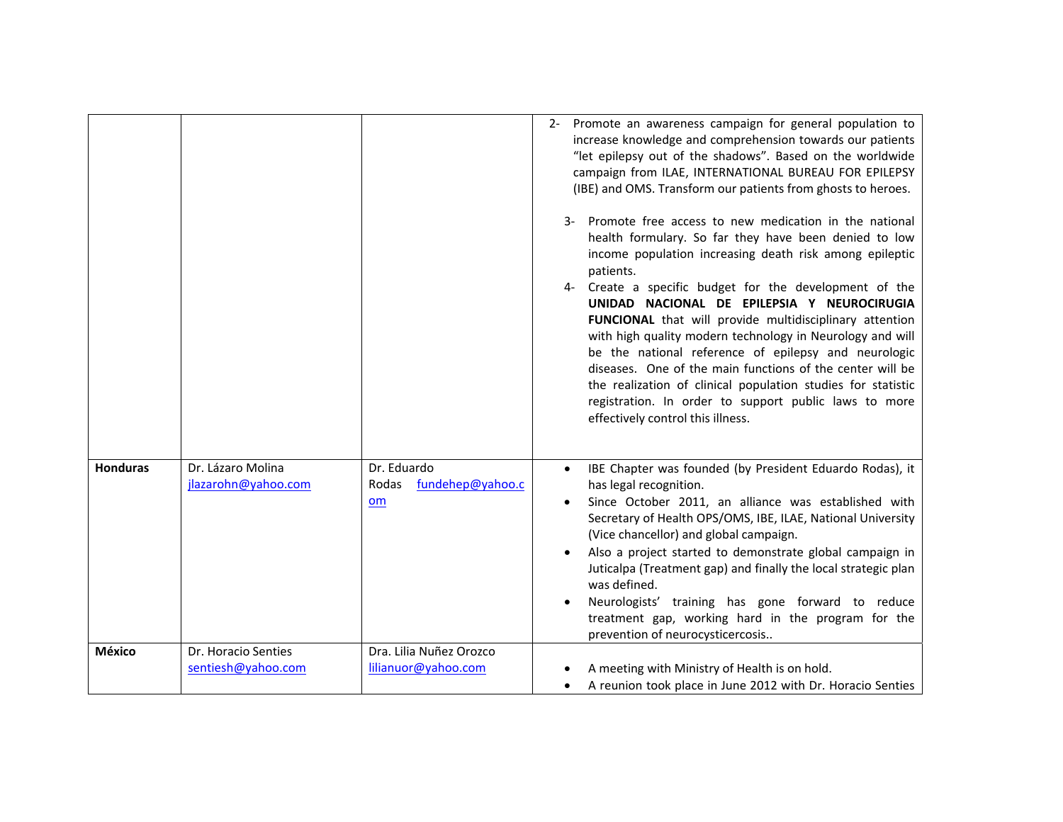| | | | |
|---|---|---|---|
| | | | 2- Promote an awareness campaign for general population to increase knowledge and comprehension towards our patients "let epilepsy out of the shadows". Based on the worldwide campaign from ILAE, INTERNATIONAL BUREAU FOR EPILEPSY (IBE) and OMS. Transform our patients from ghosts to heroes.<br><br>3- Promote free access to new medication in the national health formulary. So far they have been denied to low income population increasing death risk among epileptic patients.<br>4- Create a specific budget for the development of the **UNIDAD NACIONAL DE EPILEPSIA Y NEUROCIRUGIA FUNCIONAL** that will provide multidisciplinary attention with high quality modern technology in Neurology and will be the national reference of epilepsy and neurologic diseases. One of the main functions of the center will be the realization of clinical population studies for statistic registration. In order to support public laws to more effectively control this illness. |
| **Honduras** | Dr. Lázaro Molina jlazarohn@yahoo.com | Dr. Eduardo Rodas fundehep@yahoo.com | • IBE Chapter was founded (by President Eduardo Rodas), it has legal recognition.<br>• Since October 2011, an alliance was established with Secretary of Health OPS/OMS, IBE, ILAE, National University (Vice chancellor) and global campaign.<br>• Also a project started to demonstrate global campaign in Juticalpa (Treatment gap) and finally the local strategic plan was defined.<br>• Neurologists' training has gone forward to reduce treatment gap, working hard in the program for the prevention of neurocysticercosis.. |
| **México** | Dr. Horacio Senties sentiesh@yahoo.com | Dra. Lilia Nuñez Orozco lilianuor@yahoo.com | • A meeting with Ministry of Health is on hold.<br>• A reunion took place in June 2012 with Dr. Horacio Senties |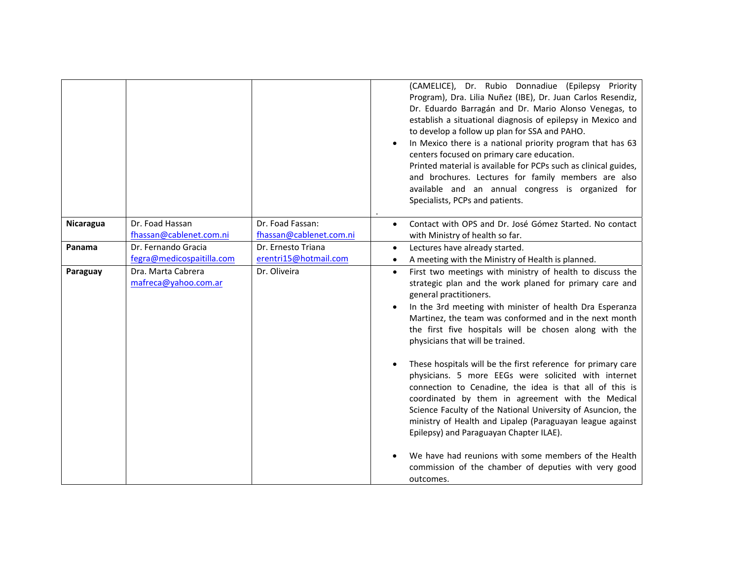| | | | |
|---|---|---|---|
| | | | (CAMELICE), Dr. Rubio Donnadiue (Epilepsy Priority Program), Dra. Lilia Nuñez (IBE), Dr. Juan Carlos Resendiz, Dr. Eduardo Barragán and Dr. Mario Alonso Venegas, to establish a situational diagnosis of epilepsy in Mexico and to develop a follow up plan for SSA and PAHO.<br>• In Mexico there is a national priority program that has 63 centers focused on primary care education.<br>Printed material is available for PCPs such as clinical guides, and brochures. Lectures for family members are also available and an annual congress is organized for Specialists, PCPs and patients.<br>. |
| **Nicaragua** | Dr. Foad Hassan<br>fhassan@cablenet.com.ni | Dr. Foad Fassan:<br>fhassan@cablenet.com.ni | • Contact with OPS and Dr. José Gómez Started. No contact with Ministry of health so far. |
| **Panama** | Dr. Fernando Gracia<br>fegra@medicospaitilla.com | Dr. Ernesto Triana<br>erentri15@hotmail.com | • Lectures have already started.<br>• A meeting with the Ministry of Health is planned. |
| **Paraguay** | Dra. Marta Cabrera<br>mafreca@yahoo.com.ar | Dr. Oliveira | • First two meetings with ministry of health to discuss the strategic plan and the work planed for primary care and general practitioners.<br>• In the 3rd meeting with minister of health Dra Esperanza Martinez, the team was conformed and in the next month the first five hospitals will be chosen along with the physicians that will be trained.<br>• These hospitals will be the first reference for primary care physicians. 5 more EEGs were solicited with internet connection to Cenadine, the idea is that all of this is coordinated by them in agreement with the Medical Science Faculty of the National University of Asuncion, the ministry of Health and Lipalep (Paraguayan league against Epilepsy) and Paraguayan Chapter ILAE).<br>• We have had reunions with some members of the Health commission of the chamber of deputies with very good outcomes. |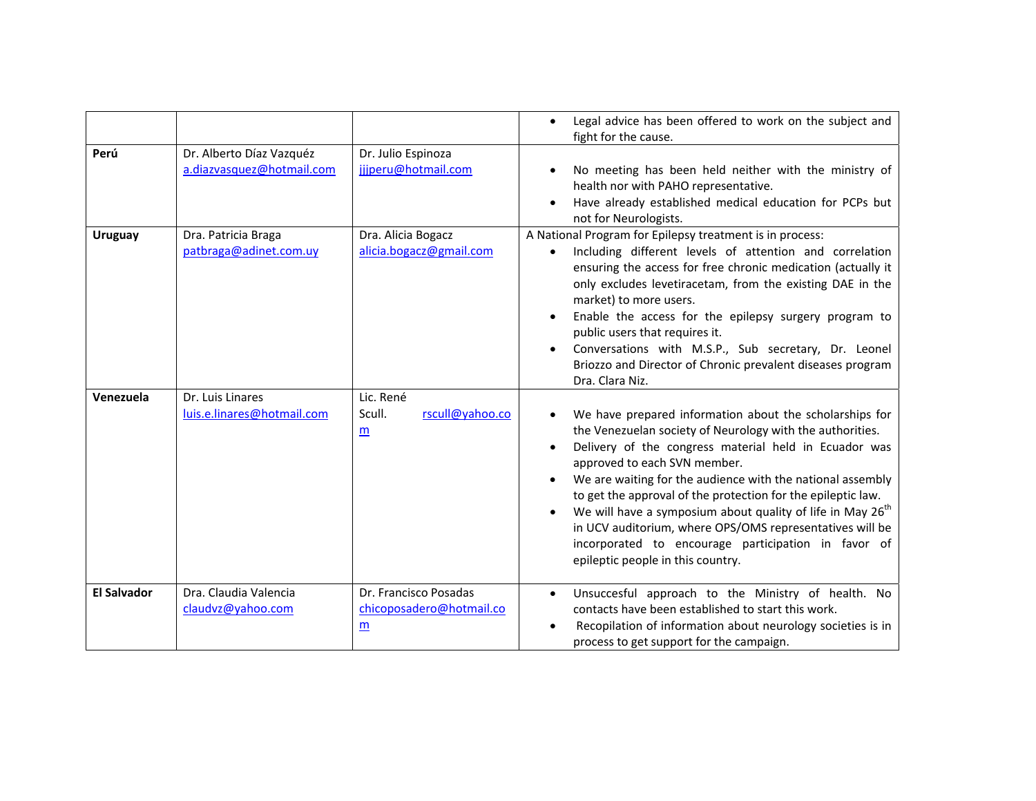| | | | |
|---|---|---|---|
| | | | • Legal advice has been offered to work on the subject and fight for the cause. |
| **Perú** | Dr. Alberto Díaz Vazquéz a.diazvasquez@hotmail.com | Dr. Julio Espinoza jjjperu@hotmail.com | • No meeting has been held neither with the ministry of health nor with PAHO representative.<br>• Have already established medical education for PCPs but not for Neurologists. |
| **Uruguay** | Dra. Patricia Braga patbraga@adinet.com.uy | Dra. Alicia Bogacz alicia.bogacz@gmail.com | A National Program for Epilepsy treatment is in process:<br>• Including different levels of attention and correlation ensuring the access for free chronic medication (actually it only excludes levetiracetam, from the existing DAE in the market) to more users.<br>• Enable the access for the epilepsy surgery program to public users that requires it.<br>• Conversations with M.S.P., Sub secretary, Dr. Leonel Briozzo and Director of Chronic prevalent diseases program Dra. Clara Niz. |
| **Venezuela** | Dr. Luis Linares luis.e.linares@hotmail.com | Lic. René Scull. rscull@yahoo.com | • We have prepared information about the scholarships for the Venezuelan society of Neurology with the authorities.<br>• Delivery of the congress material held in Ecuador was approved to each SVN member.<br>• We are waiting for the audience with the national assembly to get the approval of the protection for the epileptic law.<br>• We will have a symposium about quality of life in May 26th in UCV auditorium, where OPS/OMS representatives will be incorporated to encourage participation in favor of epileptic people in this country. |
| **El Salvador** | Dra. Claudia Valencia claudvz@yahoo.com | Dr. Francisco Posadas chicoposadero@hotmail.com | • Unsuccesful approach to the Ministry of health. No contacts have been established to start this work.<br>• Recopilation of information about neurology societies is in process to get support for the campaign. |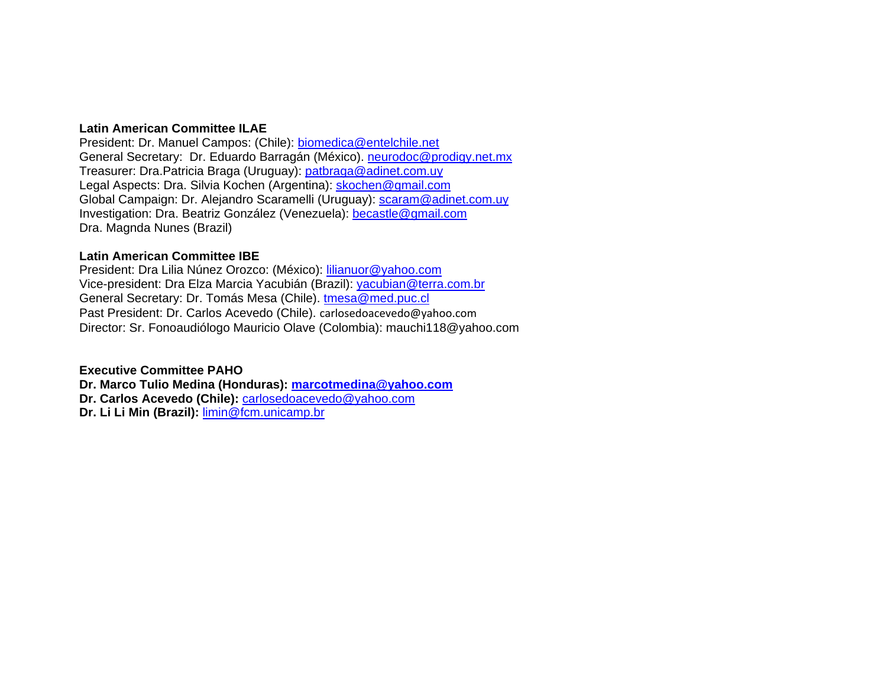**Latin American Committee ILAE**
President: Dr. Manuel Campos: (Chile): biomedica@entelchile.net
General Secretary: Dr. Eduardo Barragán (México). neurodoc@prodigy.net.mx
Treasurer: Dra.Patricia Braga (Uruguay): patbraga@adinet.com.uy
Legal Aspects: Dra. Silvia Kochen (Argentina): skochen@gmail.com
Global Campaign: Dr. Alejandro Scaramelli (Uruguay): scaram@adinet.com.uy
Investigation: Dra. Beatriz González (Venezuela): becastle@gmail.com
Dra. Magnda Nunes (Brazil)

**Latin American Committee IBE**
President: Dra Lilia Núnez Orozco: (México): lilianuor@yahoo.com
Vice-president: Dra Elza Marcia Yacubián (Brazil): yacubian@terra.com.br
General Secretary: Dr. Tomás Mesa (Chile). tmesa@med.puc.cl
Past President: Dr. Carlos Acevedo (Chile). carlosedoacevedo@yahoo.com
Director: Sr. Fonoaudiólogo Mauricio Olave (Colombia): mauchi118@yahoo.com

**Executive Committee PAHO**
**Dr. Marco Tulio Medina (Honduras): marcotmedina@yahoo.com**
**Dr. Carlos Acevedo (Chile):** carlosedoacevedo@yahoo.com
**Dr. Li Li Min (Brazil):** limin@fcm.unicamp.br